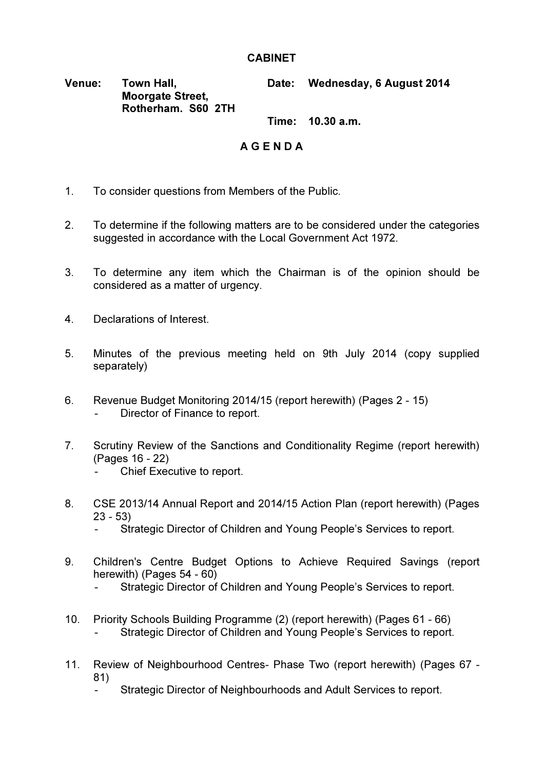# CABINET

**Venue:** Town Hall, Moorgate Street, Rotherham. S60 2TH

**Date:** Wednesday, 6 August 2014

**Time:** 10.30 a.m.

## A G E N D A

1. To consider questions from Members of the Public.

2. To determine if the following matters are to be considered under the categories suggested in accordance with the Local Government Act 1972.

3. To determine any item which the Chairman is of the opinion should be considered as a matter of urgency.

4. Declarations of Interest.

5. Minutes of the previous meeting held on 9th July 2014 (copy supplied separately)

6. Revenue Budget Monitoring 2014/15 (report herewith) (Pages 2 - 15)
   - Director of Finance to report.

7. Scrutiny Review of the Sanctions and Conditionality Regime (report herewith) (Pages 16 - 22)
   - Chief Executive to report.

8. CSE 2013/14 Annual Report and 2014/15 Action Plan (report herewith) (Pages 23 - 53)
   - Strategic Director of Children and Young People's Services to report.

9. Children's Centre Budget Options to Achieve Required Savings (report herewith) (Pages 54 - 60)
   - Strategic Director of Children and Young People's Services to report.

10. Priority Schools Building Programme (2) (report herewith) (Pages 61 - 66)
    - Strategic Director of Children and Young People's Services to report.

11. Review of Neighbourhood Centres- Phase Two (report herewith) (Pages 67 - 81)
    - Strategic Director of Neighbourhoods and Adult Services to report.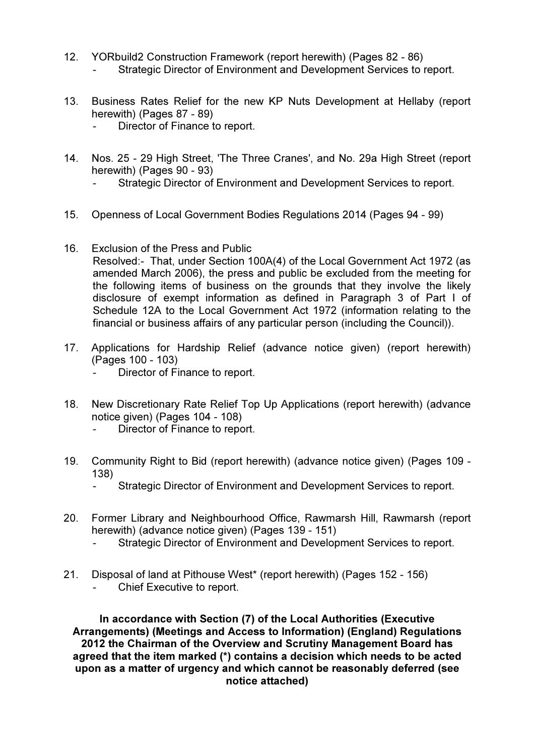12. YORbuild2 Construction Framework (report herewith) (Pages 82 - 86)
    - Strategic Director of Environment and Development Services to report.

13. Business Rates Relief for the new KP Nuts Development at Hellaby (report herewith) (Pages 87 - 89)
    - Director of Finance to report.

14. Nos. 25 - 29 High Street, 'The Three Cranes', and No. 29a High Street (report herewith) (Pages 90 - 93)
    - Strategic Director of Environment and Development Services to report.

15. Openness of Local Government Bodies Regulations 2014 (Pages 94 - 99)

16. Exclusion of the Press and Public
    Resolved:- That, under Section 100A(4) of the Local Government Act 1972 (as amended March 2006), the press and public be excluded from the meeting for the following items of business on the grounds that they involve the likely disclosure of exempt information as defined in Paragraph 3 of Part I of Schedule 12A to the Local Government Act 1972 (information relating to the financial or business affairs of any particular person (including the Council)).

17. Applications for Hardship Relief (advance notice given) (report herewith) (Pages 100 - 103)
    - Director of Finance to report.

18. New Discretionary Rate Relief Top Up Applications (report herewith) (advance notice given) (Pages 104 - 108)
    - Director of Finance to report.

19. Community Right to Bid (report herewith) (advance notice given) (Pages 109 - 138)
    - Strategic Director of Environment and Development Services to report.

20. Former Library and Neighbourhood Office, Rawmarsh Hill, Rawmarsh (report herewith) (advance notice given) (Pages 139 - 151)
    - Strategic Director of Environment and Development Services to report.

21. Disposal of land at Pithouse West* (report herewith) (Pages 152 - 156)
    - Chief Executive to report.

**In accordance with Section (7) of the Local Authorities (Executive Arrangements) (Meetings and Access to Information) (England) Regulations 2012 the Chairman of the Overview and Scrutiny Management Board has agreed that the item marked (*) contains a decision which needs to be acted upon as a matter of urgency and which cannot be reasonably deferred (see notice attached)**